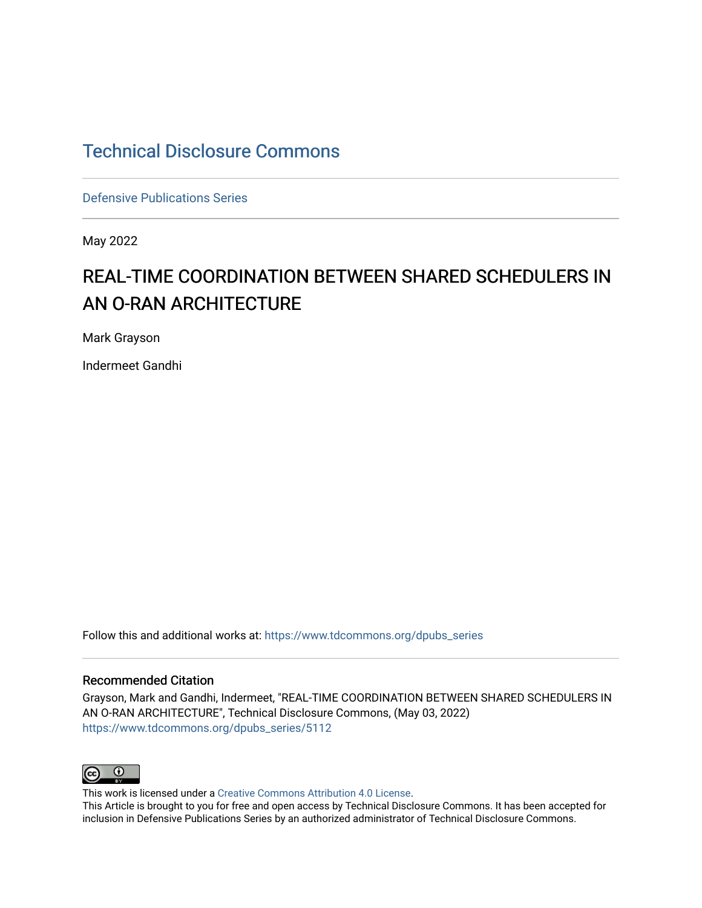# Technical Disclosure Commons

Defensive Publications Series

May 2022

## REAL-TIME COORDINATION BETWEEN SHARED SCHEDULERS IN AN O-RAN ARCHITECTURE

Mark Grayson

Indermeet Gandhi

Follow this and additional works at: https://www.tdcommons.org/dpubs_series

### Recommended Citation

Grayson, Mark and Gandhi, Indermeet, "REAL-TIME COORDINATION BETWEEN SHARED SCHEDULERS IN AN O-RAN ARCHITECTURE", Technical Disclosure Commons, (May 03, 2022)
https://www.tdcommons.org/dpubs_series/5112

This work is licensed under a Creative Commons Attribution 4.0 License.
This Article is brought to you for free and open access by Technical Disclosure Commons. It has been accepted for inclusion in Defensive Publications Series by an authorized administrator of Technical Disclosure Commons.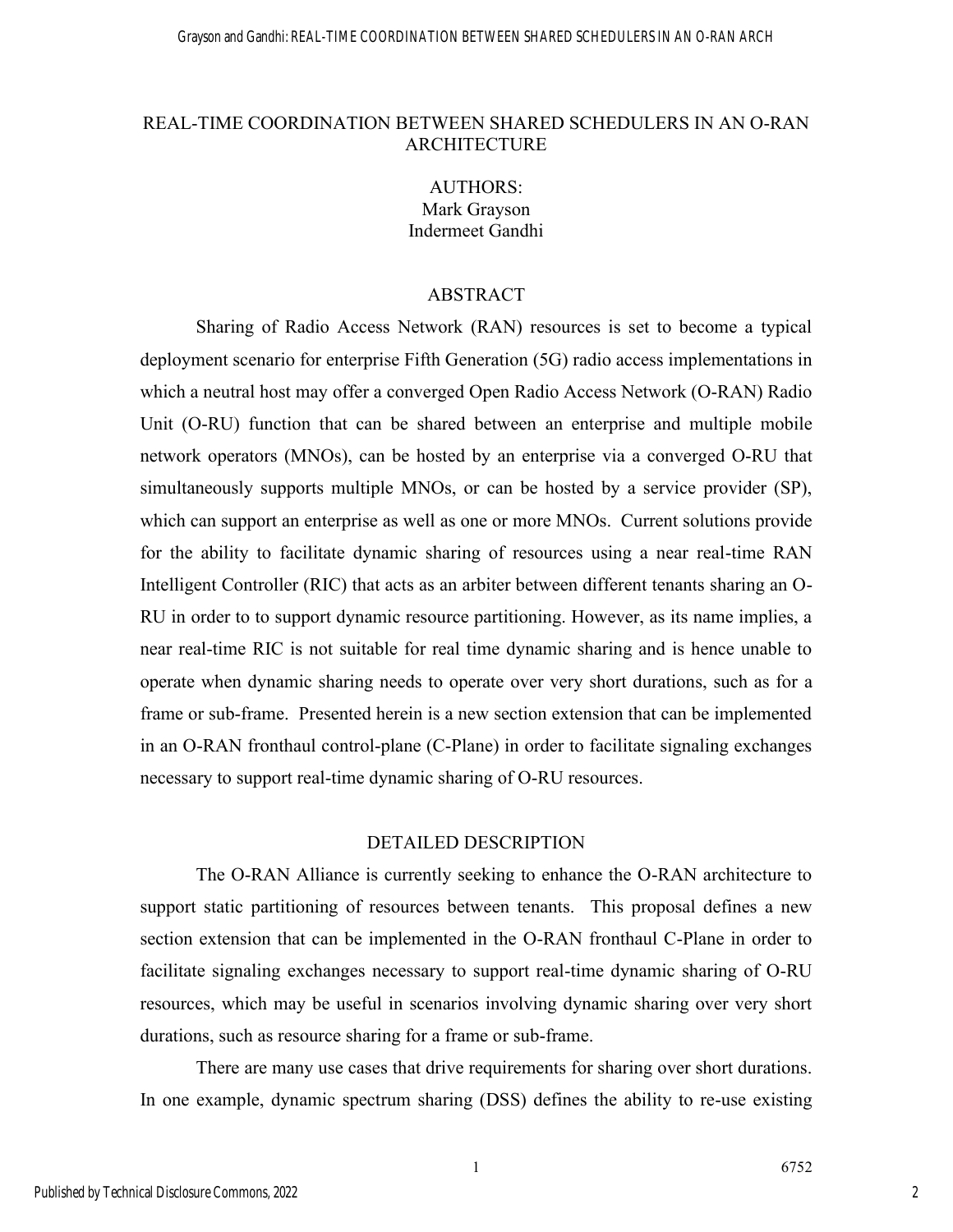# REAL-TIME COORDINATION BETWEEN SHARED SCHEDULERS IN AN O-RAN ARCHITECTURE

AUTHORS:
Mark Grayson
Indermeet Gandhi

## ABSTRACT

Sharing of Radio Access Network (RAN) resources is set to become a typical deployment scenario for enterprise Fifth Generation (5G) radio access implementations in which a neutral host may offer a converged Open Radio Access Network (O-RAN) Radio Unit (O-RU) function that can be shared between an enterprise and multiple mobile network operators (MNOs), can be hosted by an enterprise via a converged O-RU that simultaneously supports multiple MNOs, or can be hosted by a service provider (SP), which can support an enterprise as well as one or more MNOs. Current solutions provide for the ability to facilitate dynamic sharing of resources using a near real-time RAN Intelligent Controller (RIC) that acts as an arbiter between different tenants sharing an O-RU in order to to support dynamic resource partitioning. However, as its name implies, a near real-time RIC is not suitable for real time dynamic sharing and is hence unable to operate when dynamic sharing needs to operate over very short durations, such as for a frame or sub-frame. Presented herein is a new section extension that can be implemented in an O-RAN fronthaul control-plane (C-Plane) in order to facilitate signaling exchanges necessary to support real-time dynamic sharing of O-RU resources.

## DETAILED DESCRIPTION

The O-RAN Alliance is currently seeking to enhance the O-RAN architecture to support static partitioning of resources between tenants. This proposal defines a new section extension that can be implemented in the O-RAN fronthaul C-Plane in order to facilitate signaling exchanges necessary to support real-time dynamic sharing of O-RU resources, which may be useful in scenarios involving dynamic sharing over very short durations, such as resource sharing for a frame or sub-frame.

There are many use cases that drive requirements for sharing over short durations. In one example, dynamic spectrum sharing (DSS) defines the ability to re-use existing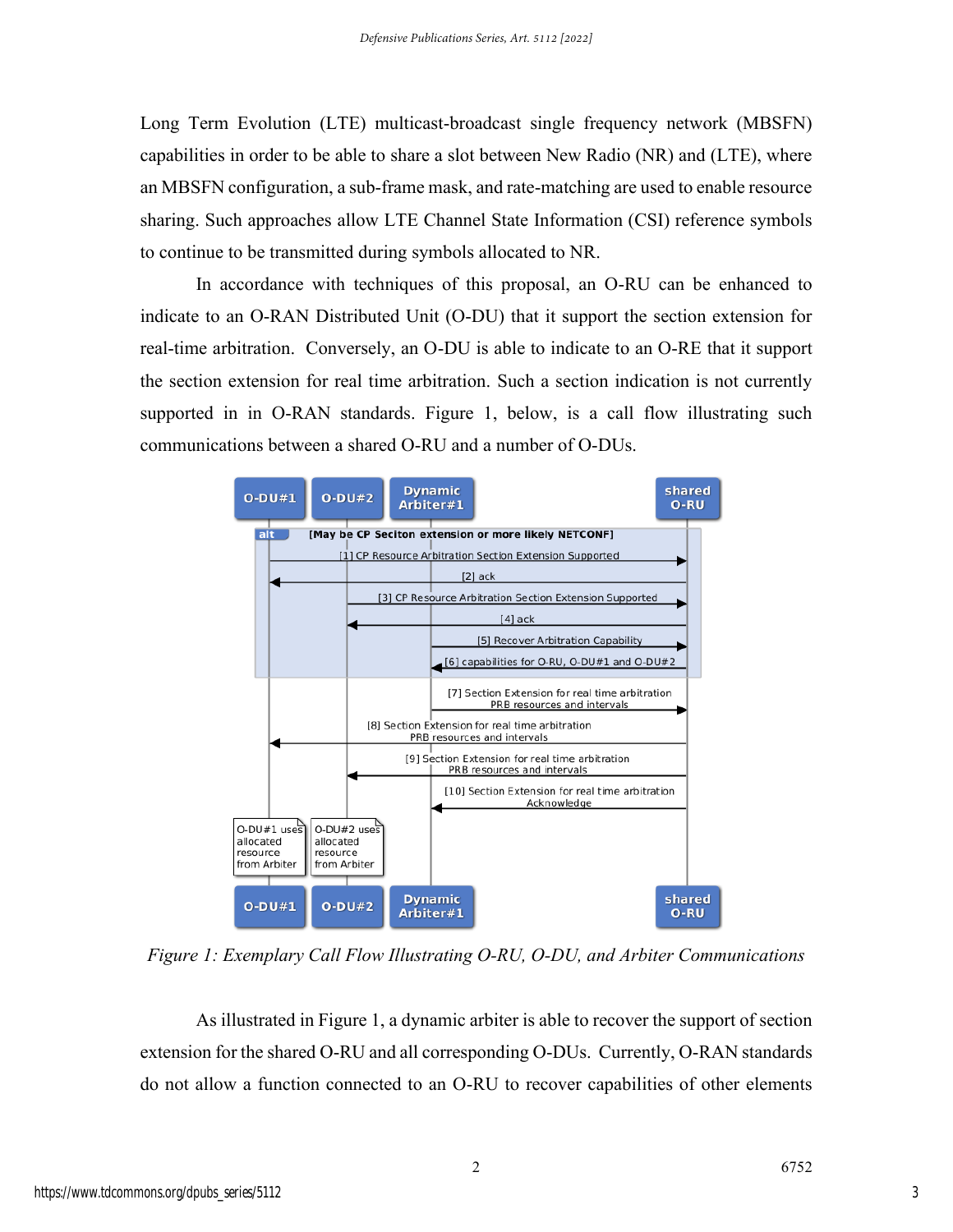Long Term Evolution (LTE) multicast-broadcast single frequency network (MBSFN) capabilities in order to be able to share a slot between New Radio (NR) and (LTE), where an MBSFN configuration, a sub-frame mask, and rate-matching are used to enable resource sharing. Such approaches allow LTE Channel State Information (CSI) reference symbols to continue to be transmitted during symbols allocated to NR.

In accordance with techniques of this proposal, an O-RU can be enhanced to indicate to an O-RAN Distributed Unit (O-DU) that it support the section extension for real-time arbitration. Conversely, an O-DU is able to indicate to an O-RE that it support the section extension for real time arbitration. Such a section indication is not currently supported in in O-RAN standards. Figure 1, below, is a call flow illustrating such communications between a shared O-RU and a number of O-DUs.

O-DU#1 | O-DU#2 | Dynamic Arbiter#1 | shared O-RU

alt [May be CP Seciton extension or more likely NETCONF]

[1] CP Resource Arbitration Section Extension Supported
[2] ack
[3] CP Resource Arbitration Section Extension Supported
[4] ack
[5] Recover Arbitration Capability
[6] capabilities for O-RU, O-DU#1 and O-DU#2

[7] Section Extension for real time arbitration PRB resources and intervals
[8] Section Extension for real time arbitration PRB resources and intervals
[9] Section Extension for real time arbitration PRB resources and intervals
[10] Section Extension for real time arbitration Acknowledge

O-DU#1 uses allocated resource from Arbiter
O-DU#2 uses allocated resource from Arbiter

*Figure 1: Exemplary Call Flow Illustrating O-RU, O-DU, and Arbiter Communications*

As illustrated in Figure 1, a dynamic arbiter is able to recover the support of section extension for the shared O-RU and all corresponding O-DUs. Currently, O-RAN standards do not allow a function connected to an O-RU to recover capabilities of other elements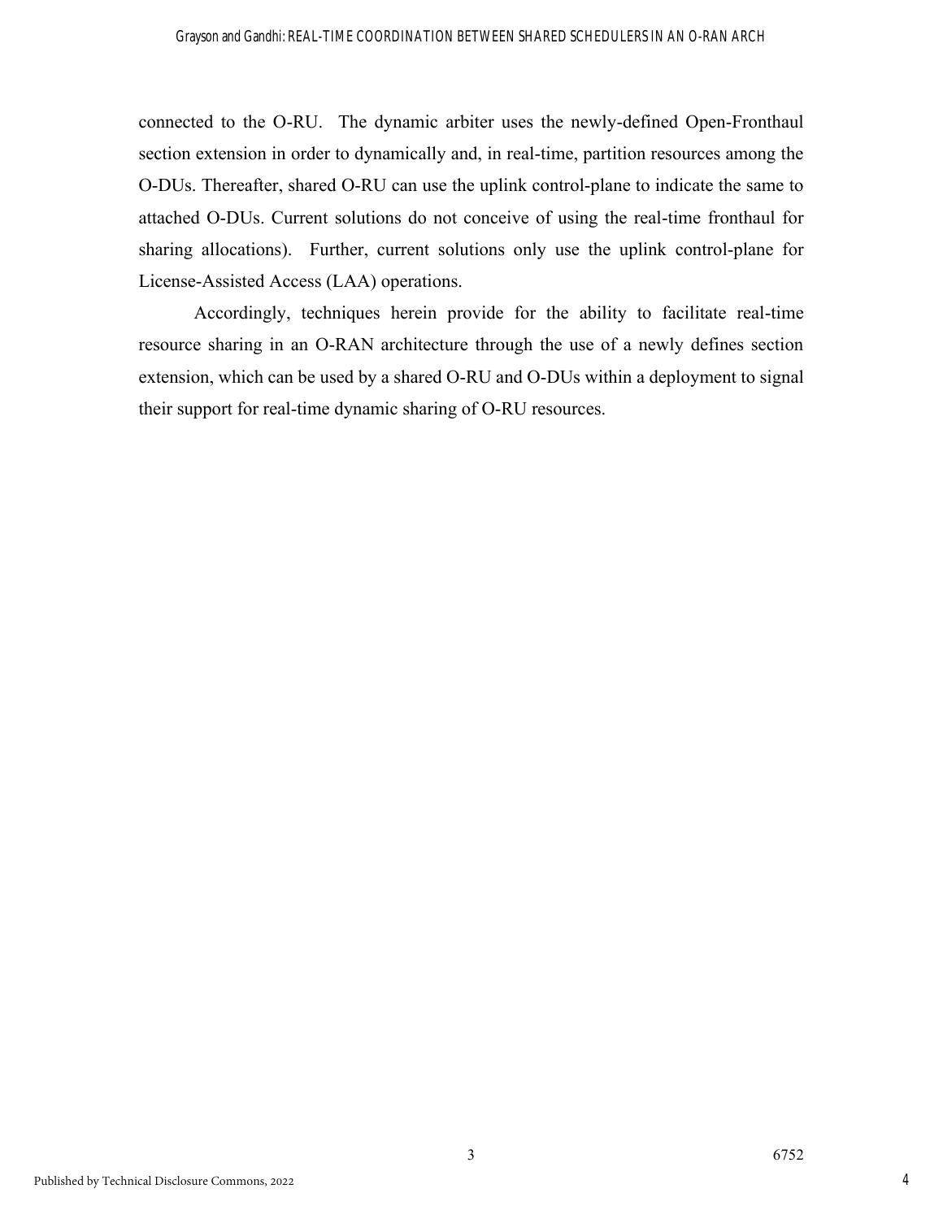connected to the O-RU. The dynamic arbiter uses the newly-defined Open-Fronthaul section extension in order to dynamically and, in real-time, partition resources among the O-DUs. Thereafter, shared O-RU can use the uplink control-plane to indicate the same to attached O-DUs. Current solutions do not conceive of using the real-time fronthaul for sharing allocations). Further, current solutions only use the uplink control-plane for License-Assisted Access (LAA) operations.

Accordingly, techniques herein provide for the ability to facilitate real-time resource sharing in an O-RAN architecture through the use of a newly defines section extension, which can be used by a shared O-RU and O-DUs within a deployment to signal their support for real-time dynamic sharing of O-RU resources.